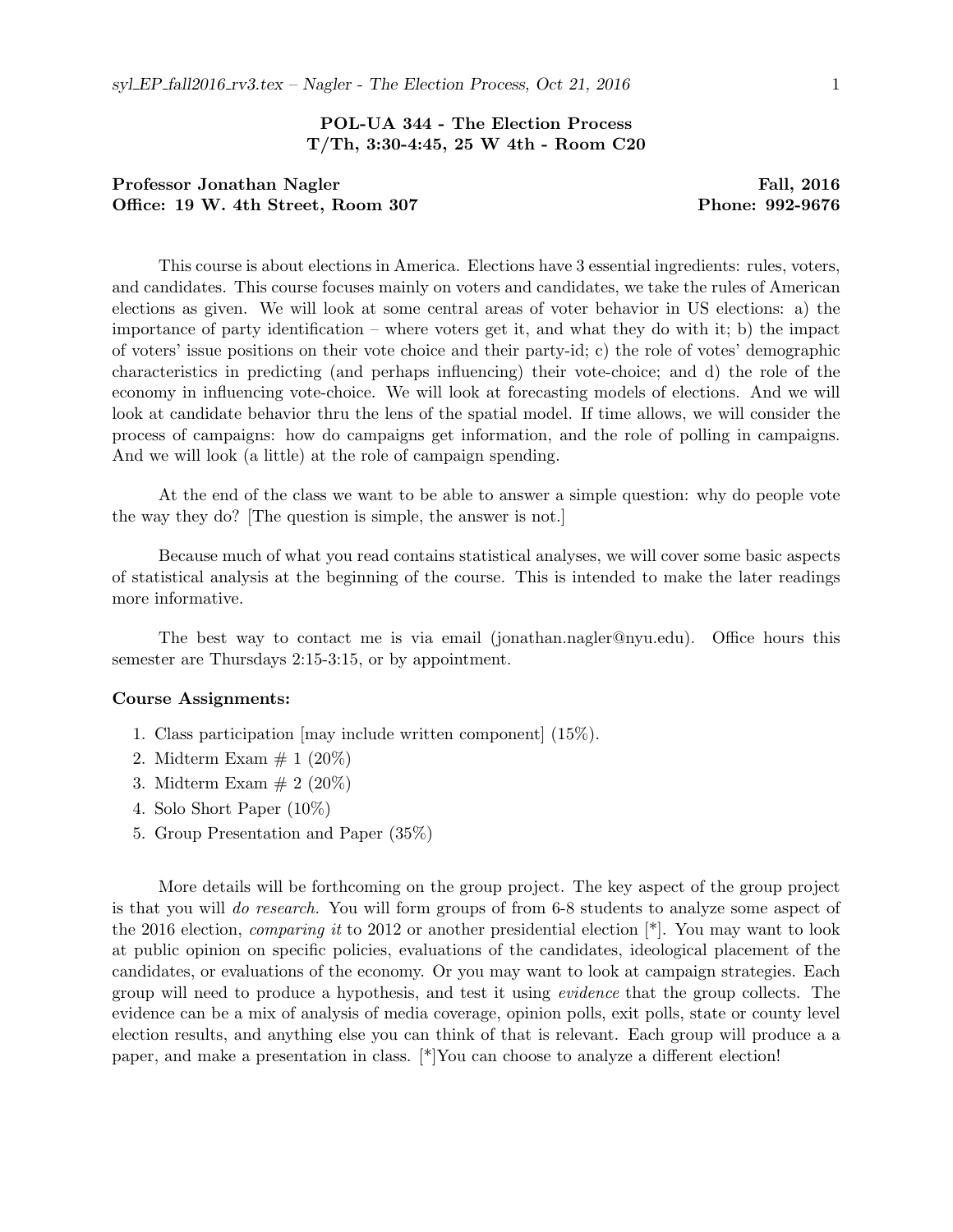**POL-UA 344 - The Election Process**
**T/Th, 3:30-4:45, 25 W 4th - Room C20**

**Professor Jonathan Nagler** **Fall, 2016**
**Office: 19 W. 4th Street, Room 307** **Phone: 992-9676**

This course is about elections in America. Elections have 3 essential ingredients: rules, voters, and candidates. This course focuses mainly on voters and candidates, we take the rules of American elections as given. We will look at some central areas of voter behavior in US elections: a) the importance of party identification – where voters get it, and what they do with it; b) the impact of voters' issue positions on their vote choice and their party-id; c) the role of votes' demographic characteristics in predicting (and perhaps influencing) their vote-choice; and d) the role of the economy in influencing vote-choice. We will look at forecasting models of elections. And we will look at candidate behavior thru the lens of the spatial model. If time allows, we will consider the process of campaigns: how do campaigns get information, and the role of polling in campaigns. And we will look (a little) at the role of campaign spending.

At the end of the class we want to be able to answer a simple question: why do people vote the way they do? [The question is simple, the answer is not.]

Because much of what you read contains statistical analyses, we will cover some basic aspects of statistical analysis at the beginning of the course. This is intended to make the later readings more informative.

The best way to contact me is via email (jonathan.nagler@nyu.edu). Office hours this semester are Thursdays 2:15-3:15, or by appointment.

**Course Assignments:**

1. Class participation [may include written component] (15%).
2. Midterm Exam # 1 (20%)
3. Midterm Exam # 2 (20%)
4. Solo Short Paper (10%)
5. Group Presentation and Paper (35%)

More details will be forthcoming on the group project. The key aspect of the group project is that you will *do research*. You will form groups of from 6-8 students to analyze some aspect of the 2016 election, *comparing it* to 2012 or another presidential election [*]. You may want to look at public opinion on specific policies, evaluations of the candidates, ideological placement of the candidates, or evaluations of the economy. Or you may want to look at campaign strategies. Each group will need to produce a hypothesis, and test it using *evidence* that the group collects. The evidence can be a mix of analysis of media coverage, opinion polls, exit polls, state or county level election results, and anything else you can think of that is relevant. Each group will produce a a paper, and make a presentation in class. [*]You can choose to analyze a different election!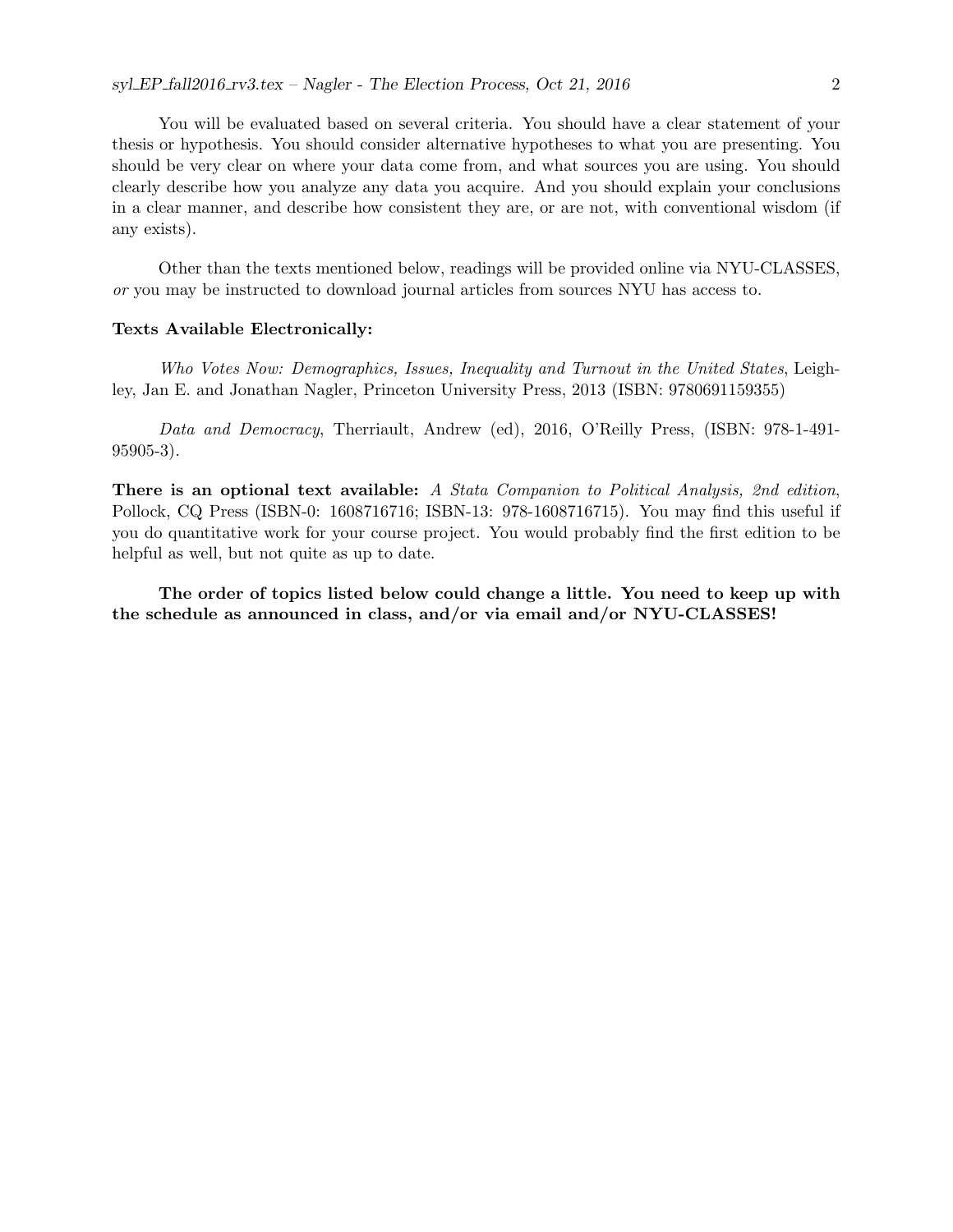You will be evaluated based on several criteria. You should have a clear statement of your thesis or hypothesis. You should consider alternative hypotheses to what you are presenting. You should be very clear on where your data come from, and what sources you are using. You should clearly describe how you analyze any data you acquire. And you should explain your conclusions in a clear manner, and describe how consistent they are, or are not, with conventional wisdom (if any exists).

Other than the texts mentioned below, readings will be provided online via NYU-CLASSES, *or* you may be instructed to download journal articles from sources NYU has access to.

**Texts Available Electronically:**

*Who Votes Now: Demographics, Issues, Inequality and Turnout in the United States*, Leighley, Jan E. and Jonathan Nagler, Princeton University Press, 2013 (ISBN: 9780691159355)

*Data and Democracy*, Therriault, Andrew (ed), 2016, O'Reilly Press, (ISBN: 978-1-491-95905-3).

**There is an optional text available:** *A Stata Companion to Political Analysis, 2nd edition*, Pollock, CQ Press (ISBN-0: 1608716716; ISBN-13: 978-1608716715). You may find this useful if you do quantitative work for your course project. You would probably find the first edition to be helpful as well, but not quite as up to date.

**The order of topics listed below could change a little. You need to keep up with the schedule as announced in class, and/or via email and/or NYU-CLASSES!**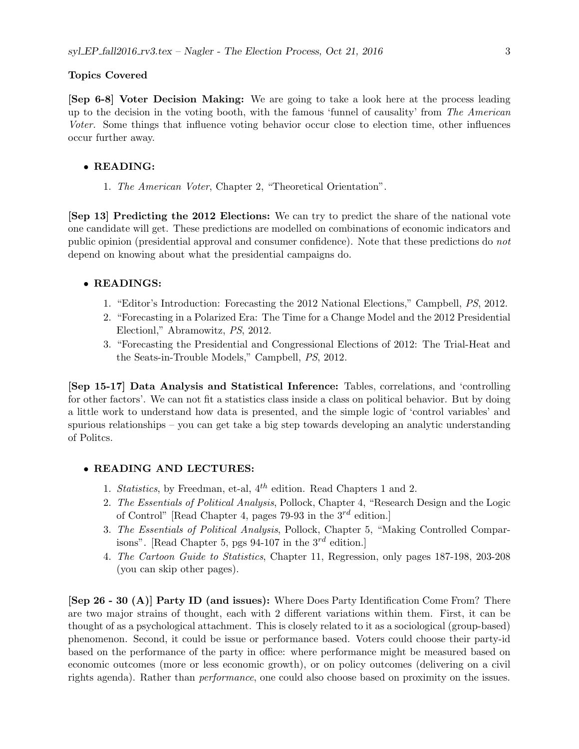**Topics Covered**

**[Sep 6-8] Voter Decision Making:** We are going to take a look here at the process leading up to the decision in the voting booth, with the famous 'funnel of causality' from *The American Voter*. Some things that influence voting behavior occur close to election time, other influences occur further away.

- **READING:**
  1. *The American Voter*, Chapter 2, "Theoretical Orientation".

**[Sep 13] Predicting the 2012 Elections:** We can try to predict the share of the national vote one candidate will get. These predictions are modelled on combinations of economic indicators and public opinion (presidential approval and consumer confidence). Note that these predictions do *not* depend on knowing about what the presidential campaigns do.

- **READINGS:**
  1. "Editor's Introduction: Forecasting the 2012 National Elections," Campbell, *PS*, 2012.
  2. "Forecasting in a Polarized Era: The Time for a Change Model and the 2012 Presidential Electionl," Abramowitz, *PS*, 2012.
  3. "Forecasting the Presidential and Congressional Elections of 2012: The Trial-Heat and the Seats-in-Trouble Models," Campbell, *PS*, 2012.

**[Sep 15-17] Data Analysis and Statistical Inference:** Tables, correlations, and 'controlling for other factors'. We can not fit a statistics class inside a class on political behavior. But by doing a little work to understand how data is presented, and the simple logic of 'control variables' and spurious relationships – you can get take a big step towards developing an analytic understanding of Politcs.

- **READING AND LECTURES:**
  1. *Statistics*, by Freedman, et-al, $4^{th}$ edition. Read Chapters 1 and 2.
  2. *The Essentials of Political Analysis*, Pollock, Chapter 4, "Research Design and the Logic of Control" [Read Chapter 4, pages 79-93 in the $3^{rd}$ edition.]
  3. *The Essentials of Political Analysis*, Pollock, Chapter 5, "Making Controlled Comparisons". [Read Chapter 5, pgs 94-107 in the $3^{rd}$ edition.]
  4. *The Cartoon Guide to Statistics*, Chapter 11, Regression, only pages 187-198, 203-208 (you can skip other pages).

**[Sep 26 - 30 (A)] Party ID (and issues):** Where Does Party Identification Come From? There are two major strains of thought, each with 2 different variations within them. First, it can be thought of as a psychological attachment. This is closely related to it as a sociological (group-based) phenomenon. Second, it could be issue or performance based. Voters could choose their party-id based on the performance of the party in office: where performance might be measured based on economic outcomes (more or less economic growth), or on policy outcomes (delivering on a civil rights agenda). Rather than *performance*, one could also choose based on proximity on the issues.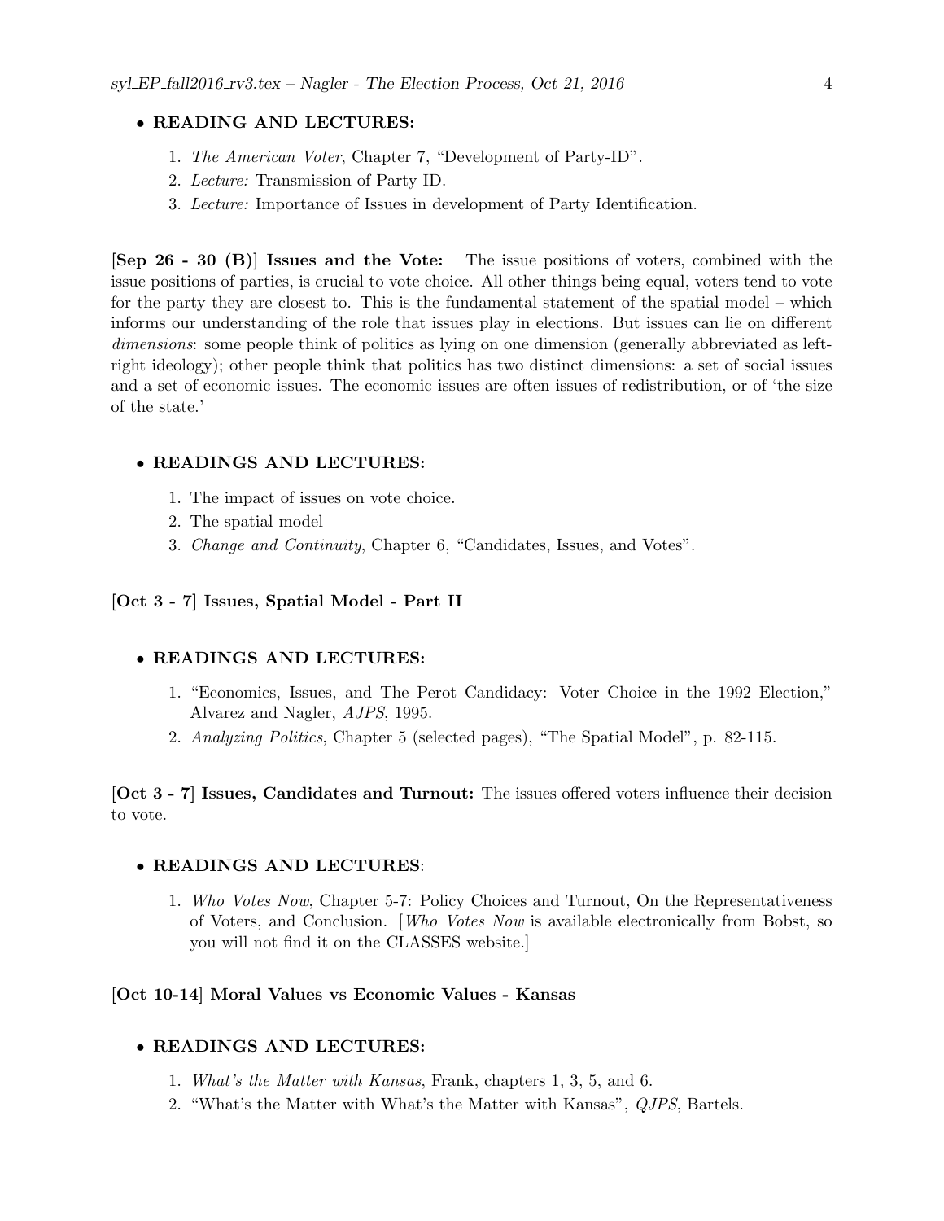- **READING AND LECTURES:**
  1. *The American Voter*, Chapter 7, "Development of Party-ID".
  2. *Lecture:* Transmission of Party ID.
  3. *Lecture:* Importance of Issues in development of Party Identification.

**[Sep 26 - 30 (B)] Issues and the Vote:** The issue positions of voters, combined with the issue positions of parties, is crucial to vote choice. All other things being equal, voters tend to vote for the party they are closest to. This is the fundamental statement of the spatial model – which informs our understanding of the role that issues play in elections. But issues can lie on different *dimensions*: some people think of politics as lying on one dimension (generally abbreviated as left-right ideology); other people think that politics has two distinct dimensions: a set of social issues and a set of economic issues. The economic issues are often issues of redistribution, or of 'the size of the state.'

- **READINGS AND LECTURES:**
  1. The impact of issues on vote choice.
  2. The spatial model
  3. *Change and Continuity*, Chapter 6, "Candidates, Issues, and Votes".

**[Oct 3 - 7] Issues, Spatial Model - Part II**

- **READINGS AND LECTURES:**
  1. "Economics, Issues, and The Perot Candidacy: Voter Choice in the 1992 Election," Alvarez and Nagler, *AJPS*, 1995.
  2. *Analyzing Politics*, Chapter 5 (selected pages), "The Spatial Model", p. 82-115.

**[Oct 3 - 7] Issues, Candidates and Turnout:** The issues offered voters influence their decision to vote.

- **READINGS AND LECTURES**:
  1. *Who Votes Now*, Chapter 5-7: Policy Choices and Turnout, On the Representativeness of Voters, and Conclusion. [*Who Votes Now* is available electronically from Bobst, so you will not find it on the CLASSES website.]

**[Oct 10-14] Moral Values vs Economic Values - Kansas**

- **READINGS AND LECTURES:**
  1. *What's the Matter with Kansas*, Frank, chapters 1, 3, 5, and 6.
  2. "What's the Matter with What's the Matter with Kansas", *QJPS*, Bartels.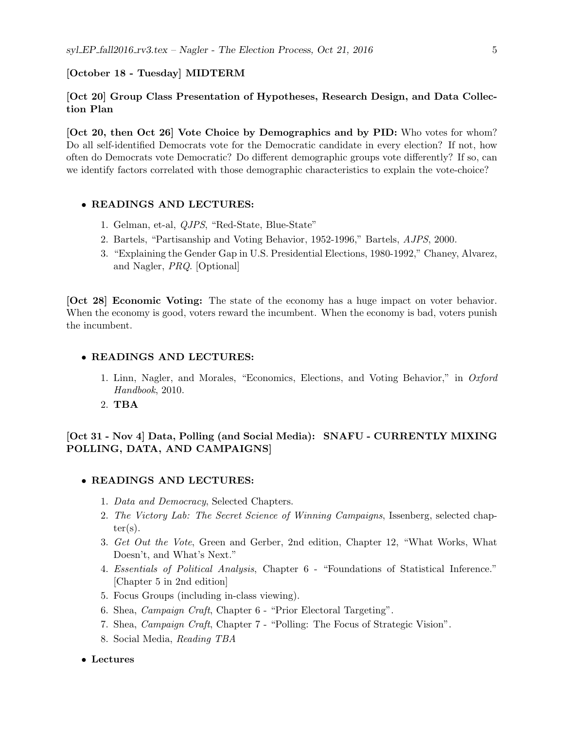**[October 18 - Tuesday] MIDTERM**

**[Oct 20] Group Class Presentation of Hypotheses, Research Design, and Data Collection Plan**

**[Oct 20, then Oct 26] Vote Choice by Demographics and by PID:** Who votes for whom? Do all self-identified Democrats vote for the Democratic candidate in every election? If not, how often do Democrats vote Democratic? Do different demographic groups vote differently? If so, can we identify factors correlated with those demographic characteristics to explain the vote-choice?

- **READINGS AND LECTURES:**
  1. Gelman, et-al, *QJPS*, "Red-State, Blue-State"
  2. Bartels, "Partisanship and Voting Behavior, 1952-1996," Bartels, *AJPS*, 2000.
  3. "Explaining the Gender Gap in U.S. Presidential Elections, 1980-1992," Chaney, Alvarez, and Nagler, *PRQ*. [Optional]

**[Oct 28] Economic Voting:** The state of the economy has a huge impact on voter behavior. When the economy is good, voters reward the incumbent. When the economy is bad, voters punish the incumbent.

- **READINGS AND LECTURES:**
  1. Linn, Nagler, and Morales, "Economics, Elections, and Voting Behavior," in *Oxford Handbook*, 2010.
  2. **TBA**

**[Oct 31 - Nov 4] Data, Polling (and Social Media): SNAFU - CURRENTLY MIXING POLLING, DATA, AND CAMPAIGNS]**

- **READINGS AND LECTURES:**
  1. *Data and Democracy*, Selected Chapters.
  2. *The Victory Lab: The Secret Science of Winning Campaigns*, Issenberg, selected chapter(s).
  3. *Get Out the Vote*, Green and Gerber, 2nd edition, Chapter 12, "What Works, What Doesn't, and What's Next."
  4. *Essentials of Political Analysis*, Chapter 6 - "Foundations of Statistical Inference." [Chapter 5 in 2nd edition]
  5. Focus Groups (including in-class viewing).
  6. Shea, *Campaign Craft*, Chapter 6 - "Prior Electoral Targeting".
  7. Shea, *Campaign Craft*, Chapter 7 - "Polling: The Focus of Strategic Vision".
  8. Social Media, *Reading TBA*

- **Lectures**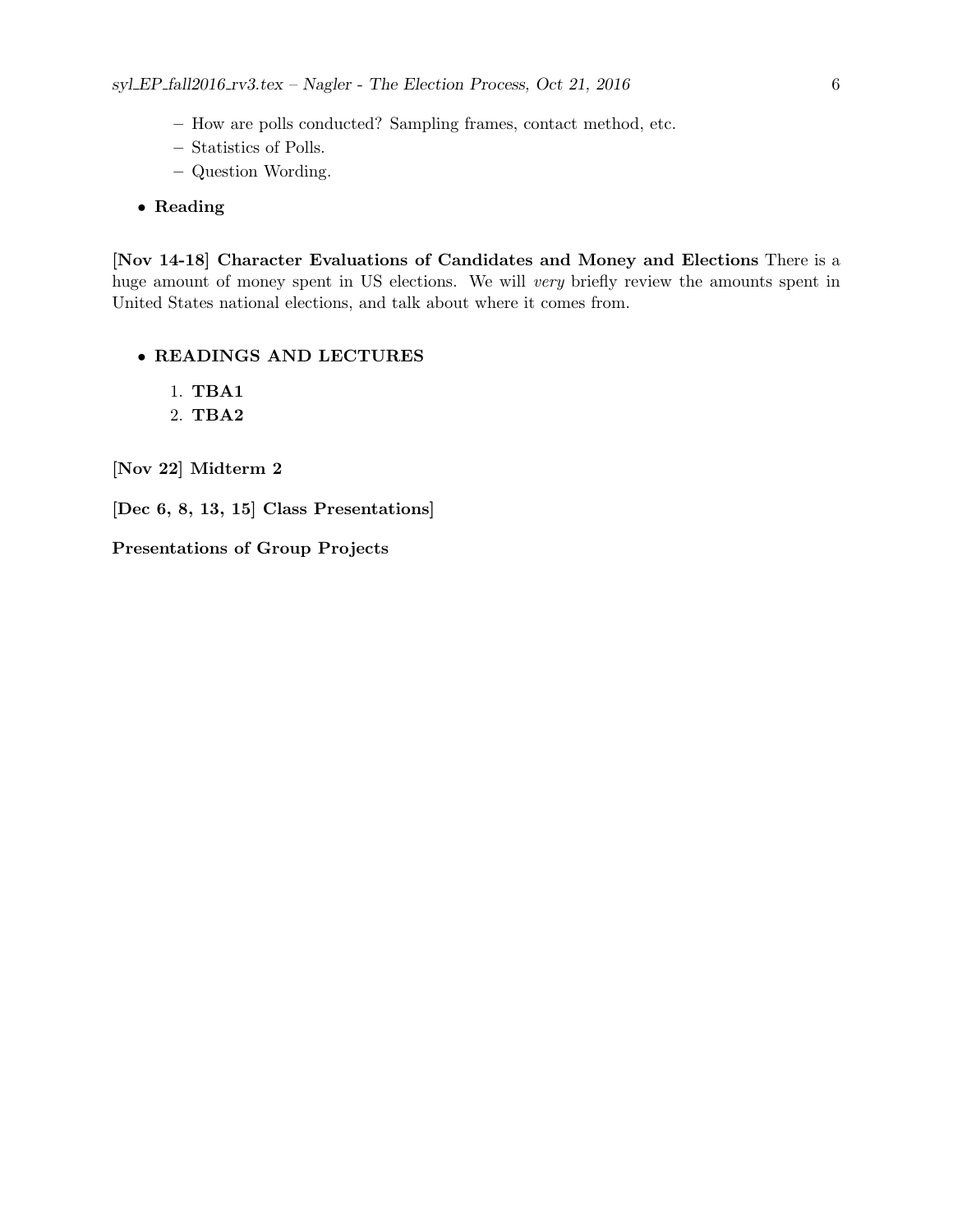- How are polls conducted? Sampling frames, contact method, etc.
  - Statistics of Polls.
  - Question Wording.

- **Reading**

**[Nov 14-18] Character Evaluations of Candidates and Money and Elections** There is a huge amount of money spent in US elections. We will *very* briefly review the amounts spent in United States national elections, and talk about where it comes from.

- **READINGS AND LECTURES**
  1. **TBA1**
  2. **TBA2**

**[Nov 22] Midterm 2**

**[Dec 6, 8, 13, 15] Class Presentations]**

**Presentations of Group Projects**